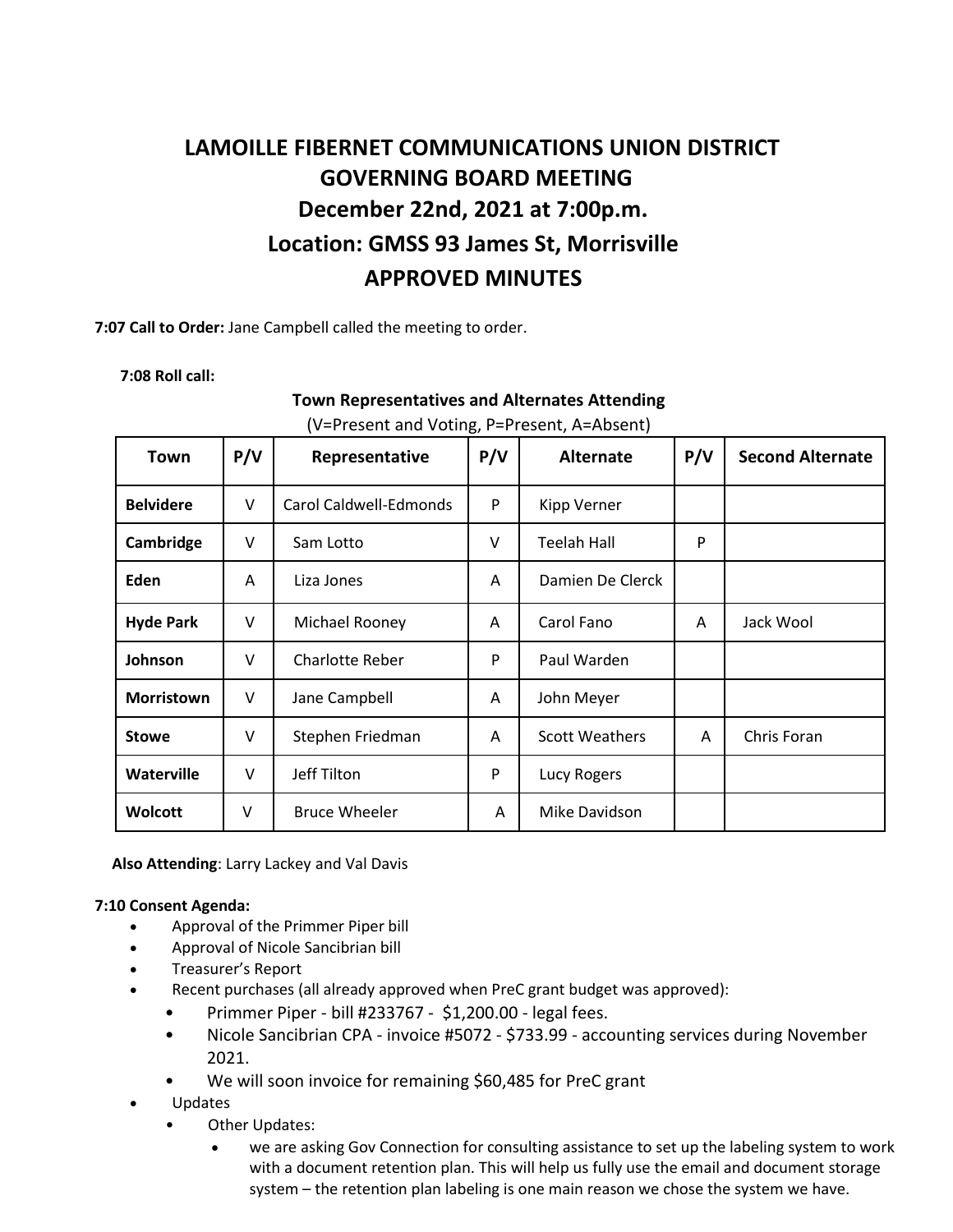# LAMOILLE FIBERNET COMMUNICATIONS UNION DISTRICT
# GOVERNING BOARD MEETING
## December 22nd, 2021 at 7:00p.m.
## Location: GMSS 93 James St, Morrisville
## APPROVED MINUTES

**7:07 Call to Order:** Jane Campbell called the meeting to order.

**7:08 Roll call:**

**Town Representatives and Alternates Attending**

(V=Present and Voting, P=Present, A=Absent)

| Town | P/V | Representative | P/V | Alternate | P/V | Second Alternate |
|---|---|---|---|---|---|---|
| **Belvidere** | V | Carol Caldwell-Edmonds | P | Kipp Verner | | |
| **Cambridge** | V | Sam Lotto | V | Teelah Hall | P | |
| **Eden** | A | Liza Jones | A | Damien De Clerck | | |
| **Hyde Park** | V | Michael Rooney | A | Carol Fano | A | Jack Wool |
| **Johnson** | V | Charlotte Reber | P | Paul Warden | | |
| **Morristown** | V | Jane Campbell | A | John Meyer | | |
| **Stowe** | V | Stephen Friedman | A | Scott Weathers | A | Chris Foran |
| **Waterville** | V | Jeff Tilton | P | Lucy Rogers | | |
| **Wolcott** | V | Bruce Wheeler | A | Mike Davidson | | |

**Also Attending**: Larry Lackey and Val Davis

**7:10 Consent Agenda:**

- Approval of the Primmer Piper bill
- Approval of Nicole Sancibrian bill
- Treasurer's Report
- Recent purchases (all already approved when PreC grant budget was approved):
  - Primmer Piper - bill #233767 - $1,200.00 - legal fees.
  - Nicole Sancibrian CPA - invoice #5072 - $733.99 - accounting services during November 2021.
  - We will soon invoice for remaining $60,485 for PreC grant
- Updates
  - Other Updates:
    - we are asking Gov Connection for consulting assistance to set up the labeling system to work with a document retention plan. This will help us fully use the email and document storage system – the retention plan labeling is one main reason we chose the system we have.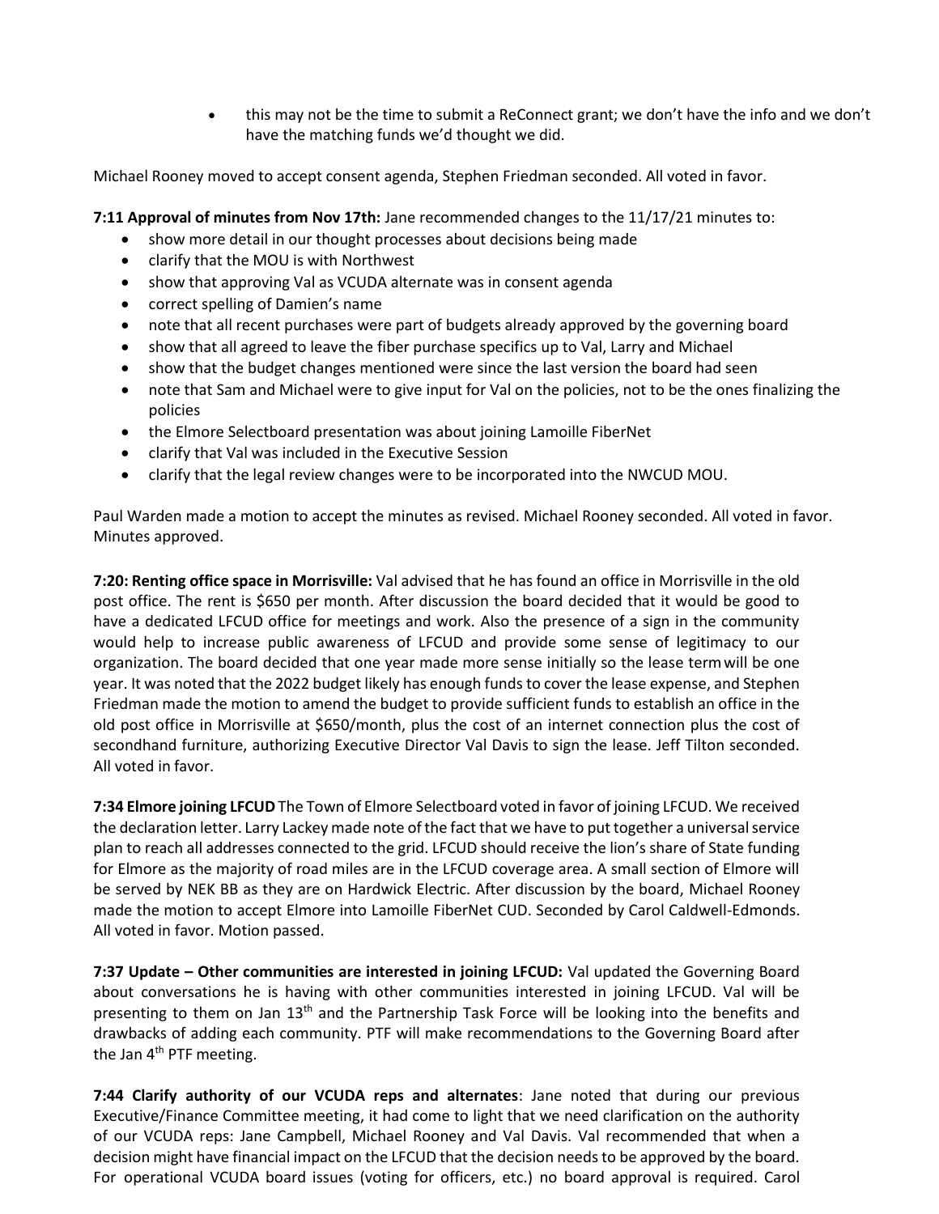- this may not be the time to submit a ReConnect grant; we don't have the info and we don't have the matching funds we'd thought we did.

Michael Rooney moved to accept consent agenda, Stephen Friedman seconded. All voted in favor.

**7:11 Approval of minutes from Nov 17th:** Jane recommended changes to the 11/17/21 minutes to:

- show more detail in our thought processes about decisions being made
- clarify that the MOU is with Northwest
- show that approving Val as VCUDA alternate was in consent agenda
- correct spelling of Damien's name
- note that all recent purchases were part of budgets already approved by the governing board
- show that all agreed to leave the fiber purchase specifics up to Val, Larry and Michael
- show that the budget changes mentioned were since the last version the board had seen
- note that Sam and Michael were to give input for Val on the policies, not to be the ones finalizing the policies
- the Elmore Selectboard presentation was about joining Lamoille FiberNet
- clarify that Val was included in the Executive Session
- clarify that the legal review changes were to be incorporated into the NWCUD MOU.

Paul Warden made a motion to accept the minutes as revised. Michael Rooney seconded. All voted in favor. Minutes approved.

**7:20: Renting office space in Morrisville:** Val advised that he has found an office in Morrisville in the old post office. The rent is $650 per month. After discussion the board decided that it would be good to have a dedicated LFCUD office for meetings and work. Also the presence of a sign in the community would help to increase public awareness of LFCUD and provide some sense of legitimacy to our organization. The board decided that one year made more sense initially so the lease term will be one year. It was noted that the 2022 budget likely has enough funds to cover the lease expense, and Stephen Friedman made the motion to amend the budget to provide sufficient funds to establish an office in the old post office in Morrisville at $650/month, plus the cost of an internet connection plus the cost of secondhand furniture, authorizing Executive Director Val Davis to sign the lease. Jeff Tilton seconded. All voted in favor.

**7:34 Elmore joining LFCUD** The Town of Elmore Selectboard voted in favor of joining LFCUD. We received the declaration letter. Larry Lackey made note of the fact that we have to put together a universal service plan to reach all addresses connected to the grid. LFCUD should receive the lion's share of State funding for Elmore as the majority of road miles are in the LFCUD coverage area. A small section of Elmore will be served by NEK BB as they are on Hardwick Electric. After discussion by the board, Michael Rooney made the motion to accept Elmore into Lamoille FiberNet CUD. Seconded by Carol Caldwell-Edmonds. All voted in favor. Motion passed.

**7:37 Update – Other communities are interested in joining LFCUD:** Val updated the Governing Board about conversations he is having with other communities interested in joining LFCUD. Val will be presenting to them on Jan 13th and the Partnership Task Force will be looking into the benefits and drawbacks of adding each community. PTF will make recommendations to the Governing Board after the Jan 4th PTF meeting.

**7:44 Clarify authority of our VCUDA reps and alternates**: Jane noted that during our previous Executive/Finance Committee meeting, it had come to light that we need clarification on the authority of our VCUDA reps: Jane Campbell, Michael Rooney and Val Davis. Val recommended that when a decision might have financial impact on the LFCUD that the decision needs to be approved by the board. For operational VCUDA board issues (voting for officers, etc.) no board approval is required. Carol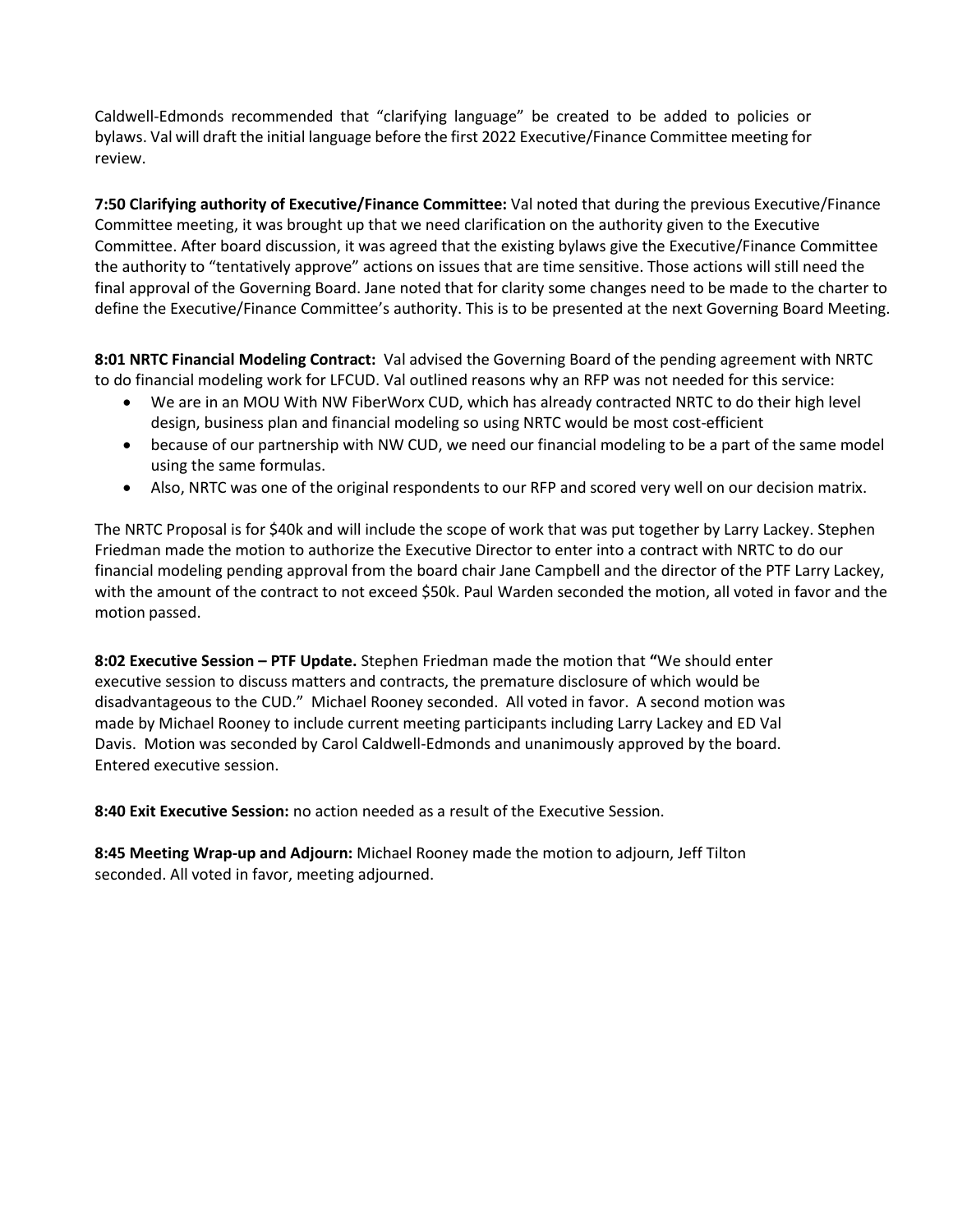Caldwell-Edmonds recommended that “clarifying language” be created to be added to policies or bylaws. Val will draft the initial language before the first 2022 Executive/Finance Committee meeting for review.

**7:50 Clarifying authority of Executive/Finance Committee:** Val noted that during the previous Executive/Finance Committee meeting, it was brought up that we need clarification on the authority given to the Executive Committee. After board discussion, it was agreed that the existing bylaws give the Executive/Finance Committee the authority to “tentatively approve” actions on issues that are time sensitive. Those actions will still need the final approval of the Governing Board. Jane noted that for clarity some changes need to be made to the charter to define the Executive/Finance Committee’s authority. This is to be presented at the next Governing Board Meeting.

**8:01 NRTC Financial Modeling Contract:** Val advised the Governing Board of the pending agreement with NRTC to do financial modeling work for LFCUD. Val outlined reasons why an RFP was not needed for this service:

- We are in an MOU With NW FiberWorx CUD, which has already contracted NRTC to do their high level design, business plan and financial modeling so using NRTC would be most cost-efficient
- because of our partnership with NW CUD, we need our financial modeling to be a part of the same model using the same formulas.
- Also, NRTC was one of the original respondents to our RFP and scored very well on our decision matrix.

The NRTC Proposal is for $40k and will include the scope of work that was put together by Larry Lackey. Stephen Friedman made the motion to authorize the Executive Director to enter into a contract with NRTC to do our financial modeling pending approval from the board chair Jane Campbell and the director of the PTF Larry Lackey, with the amount of the contract to not exceed $50k. Paul Warden seconded the motion, all voted in favor and the motion passed.

**8:02 Executive Session – PTF Update.** Stephen Friedman made the motion that **“**We should enter executive session to discuss matters and contracts, the premature disclosure of which would be disadvantageous to the CUD.” Michael Rooney seconded. All voted in favor. A second motion was made by Michael Rooney to include current meeting participants including Larry Lackey and ED Val Davis. Motion was seconded by Carol Caldwell-Edmonds and unanimously approved by the board. Entered executive session.

**8:40 Exit Executive Session:** no action needed as a result of the Executive Session.

**8:45 Meeting Wrap-up and Adjourn:** Michael Rooney made the motion to adjourn, Jeff Tilton seconded. All voted in favor, meeting adjourned.